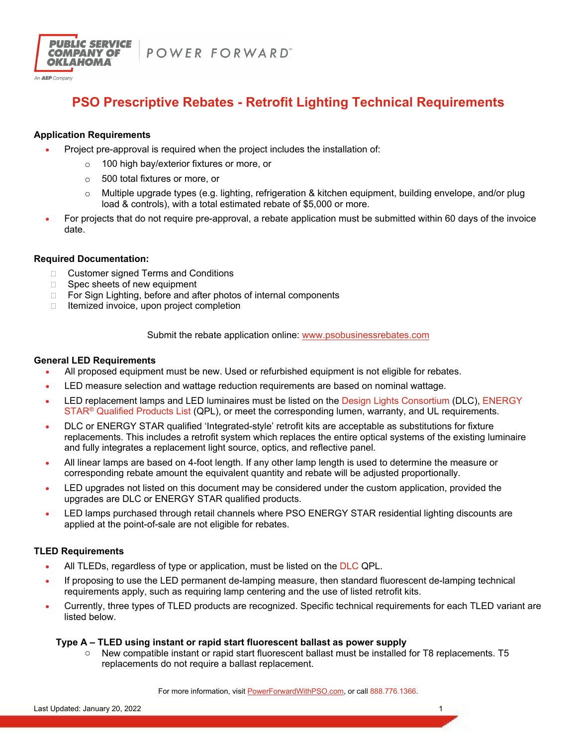# PSO Prescriptive Rebates - Retrofit Lighting Technical Requirements

### Application Requirements

- Project pre-approval is required when the project includes the installation of:
  - 100 high bay/exterior fixtures or more, or
  - 500 total fixtures or more, or
  - Multiple upgrade types (e.g. lighting, refrigeration & kitchen equipment, building envelope, and/or plug load & controls), with a total estimated rebate of $5,000 or more.
- For projects that do not require pre-approval, a rebate application must be submitted within 60 days of the invoice date.

### Required Documentation:

- Customer signed Terms and Conditions
- Spec sheets of new equipment
- For Sign Lighting, before and after photos of internal components
- Itemized invoice, upon project completion

Submit the rebate application online: www.psobusinessrebates.com

### General LED Requirements

- All proposed equipment must be new. Used or refurbished equipment is not eligible for rebates.
- LED measure selection and wattage reduction requirements are based on nominal wattage.
- LED replacement lamps and LED luminaires must be listed on the Design Lights Consortium (DLC), ENERGY STAR® Qualified Products List (QPL), or meet the corresponding lumen, warranty, and UL requirements.
- DLC or ENERGY STAR qualified 'Integrated-style' retrofit kits are acceptable as substitutions for fixture replacements. This includes a retrofit system which replaces the entire optical systems of the existing luminaire and fully integrates a replacement light source, optics, and reflective panel.
- All linear lamps are based on 4-foot length. If any other lamp length is used to determine the measure or corresponding rebate amount the equivalent quantity and rebate will be adjusted proportionally.
- LED upgrades not listed on this document may be considered under the custom application, provided the upgrades are DLC or ENERGY STAR qualified products.
- LED lamps purchased through retail channels where PSO ENERGY STAR residential lighting discounts are applied at the point-of-sale are not eligible for rebates.

### TLED Requirements

- All TLEDs, regardless of type or application, must be listed on the DLC QPL.
- If proposing to use the LED permanent de-lamping measure, then standard fluorescent de-lamping technical requirements apply, such as requiring lamp centering and the use of listed retrofit kits.
- Currently, three types of TLED products are recognized. Specific technical requirements for each TLED variant are listed below.

#### Type A – TLED using instant or rapid start fluorescent ballast as power supply

- New compatible instant or rapid start fluorescent ballast must be installed for T8 replacements. T5 replacements do not require a ballast replacement.

For more information, visit PowerForwardWithPSO.com, or call 888.776.1366.

Last Updated: January 20, 2022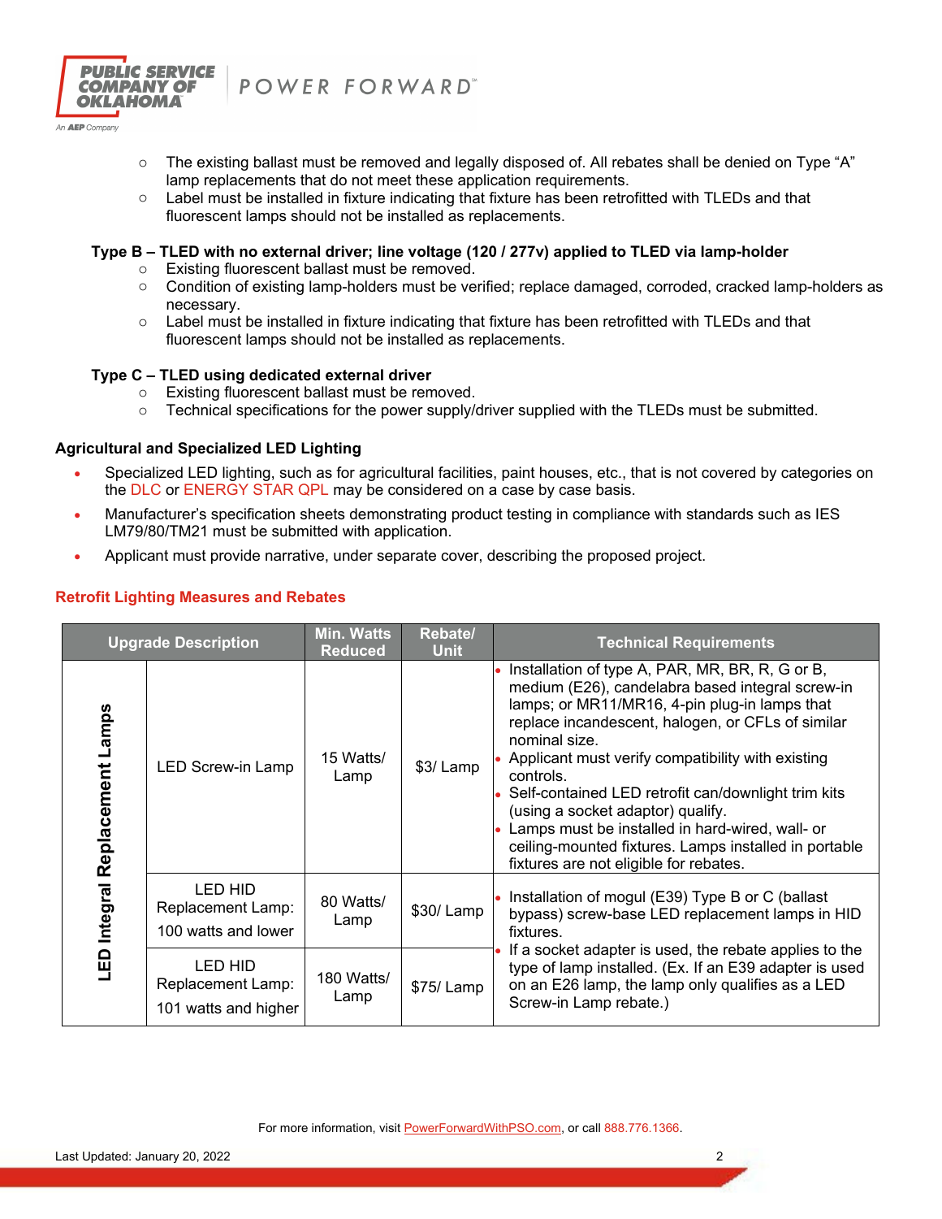- The existing ballast must be removed and legally disposed of. All rebates shall be denied on Type "A" lamp replacements that do not meet these application requirements.
- Label must be installed in fixture indicating that fixture has been retrofitted with TLEDs and that fluorescent lamps should not be installed as replacements.

**Type B – TLED with no external driver; line voltage (120 / 277v) applied to TLED via lamp-holder**

- Existing fluorescent ballast must be removed.
- Condition of existing lamp-holders must be verified; replace damaged, corroded, cracked lamp-holders as necessary.
- Label must be installed in fixture indicating that fixture has been retrofitted with TLEDs and that fluorescent lamps should not be installed as replacements.

**Type C – TLED using dedicated external driver**

- Existing fluorescent ballast must be removed.
- Technical specifications for the power supply/driver supplied with the TLEDs must be submitted.

**Agricultural and Specialized LED Lighting**

- Specialized LED lighting, such as for agricultural facilities, paint houses, etc., that is not covered by categories on the DLC or ENERGY STAR QPL may be considered on a case by case basis.
- Manufacturer's specification sheets demonstrating product testing in compliance with standards such as IES LM79/80/TM21 must be submitted with application.
- Applicant must provide narrative, under separate cover, describing the proposed project.

## Retrofit Lighting Measures and Rebates

| Upgrade Description | | Min. Watts Reduced | Rebate/ Unit | Technical Requirements |
|---|---|---|---|---|
| LED Integral Replacement Lamps | LED Screw-in Lamp | 15 Watts/ Lamp | $3/ Lamp | • Installation of type A, PAR, MR, BR, R, G or B, medium (E26), candelabra based integral screw-in lamps; or MR11/MR16, 4-pin plug-in lamps that replace incandescent, halogen, or CFLs of similar nominal size.<br>• Applicant must verify compatibility with existing controls.<br>• Self-contained LED retrofit can/downlight trim kits (using a socket adaptor) qualify.<br>• Lamps must be installed in hard-wired, wall- or ceiling-mounted fixtures. Lamps installed in portable fixtures are not eligible for rebates. |
| LED Integral Replacement Lamps | LED HID Replacement Lamp: 100 watts and lower | 80 Watts/ Lamp | $30/ Lamp | • Installation of mogul (E39) Type B or C (ballast bypass) screw-base LED replacement lamps in HID fixtures.<br>• If a socket adapter is used, the rebate applies to the type of lamp installed. (Ex. If an E39 adapter is used on an E26 lamp, the lamp only qualifies as a LED Screw-in Lamp rebate.) |
| LED Integral Replacement Lamps | LED HID Replacement Lamp: 101 watts and higher | 180 Watts/ Lamp | $75/ Lamp | |

For more information, visit PowerForwardWithPSO.com, or call 888.776.1366.

Last Updated: January 20, 2022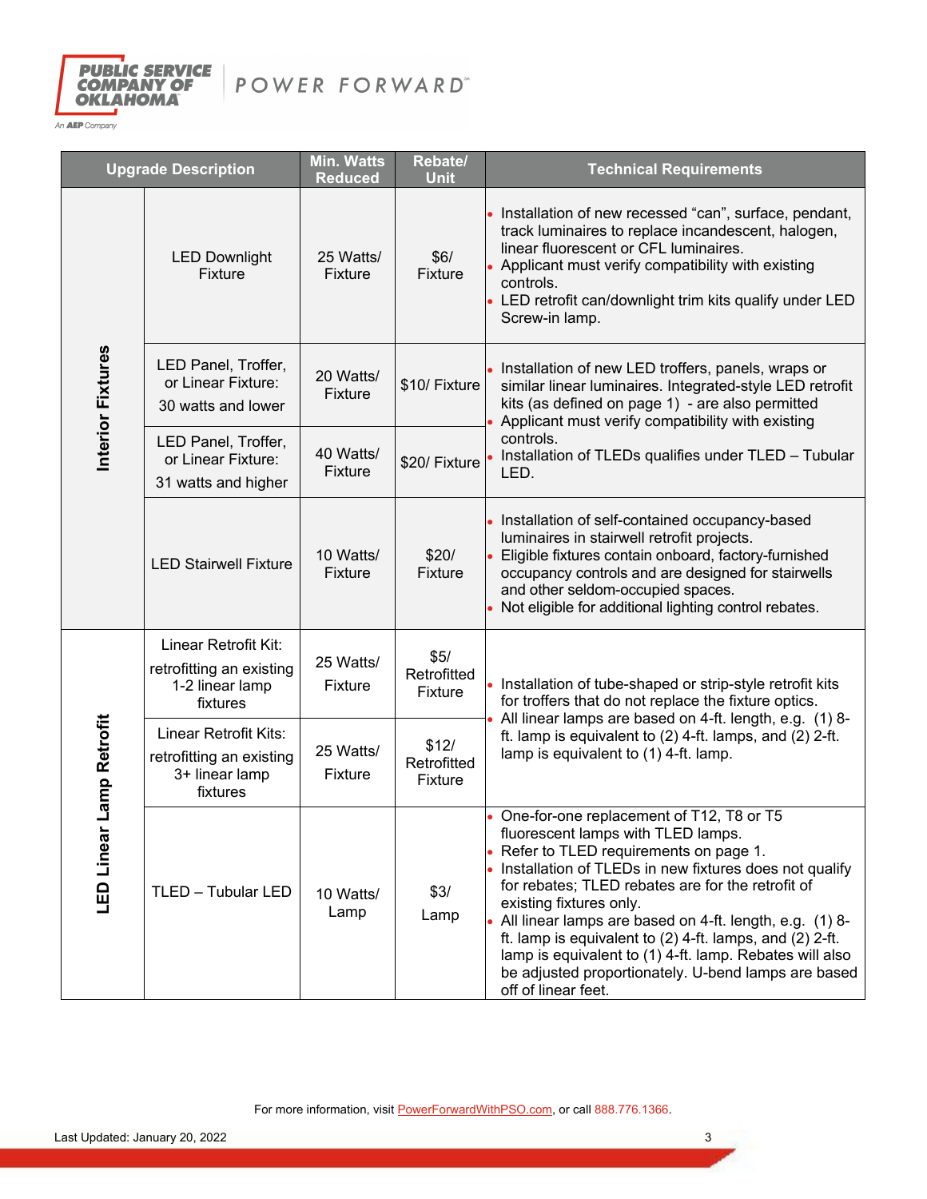| Upgrade Description | | Min. Watts Reduced | Rebate/ Unit | Technical Requirements |
|---|---|---|---|---|
| Interior Fixtures | LED Downlight Fixture | 25 Watts/ Fixture | $6/ Fixture | • Installation of new recessed "can", surface, pendant, track luminaires to replace incandescent, halogen, linear fluorescent or CFL luminaires.<br>• Applicant must verify compatibility with existing controls.<br>• LED retrofit can/downlight trim kits qualify under LED Screw-in lamp. |
| | LED Panel, Troffer, or Linear Fixture: 30 watts and lower | 20 Watts/ Fixture | $10/ Fixture | • Installation of new LED troffers, panels, wraps or similar linear luminaires. Integrated-style LED retrofit kits (as defined on page 1) - are also permitted<br>• Applicant must verify compatibility with existing controls.<br>• Installation of TLEDs qualifies under TLED – Tubular LED. |
| | LED Panel, Troffer, or Linear Fixture: 31 watts and higher | 40 Watts/ Fixture | $20/ Fixture | |
| | LED Stairwell Fixture | 10 Watts/ Fixture | $20/ Fixture | • Installation of self-contained occupancy-based luminaires in stairwell retrofit projects.<br>• Eligible fixtures contain onboard, factory-furnished occupancy controls and are designed for stairwells and other seldom-occupied spaces.<br>• Not eligible for additional lighting control rebates. |
| LED Linear Lamp Retrofit | Linear Retrofit Kit: retrofitting an existing 1-2 linear lamp fixtures | 25 Watts/ Fixture | $5/ Retrofitted Fixture | • Installation of tube-shaped or strip-style retrofit kits for troffers that do not replace the fixture optics.<br>• All linear lamps are based on 4-ft. length, e.g. (1) 8-ft. lamp is equivalent to (2) 4-ft. lamps, and (2) 2-ft. lamp is equivalent to (1) 4-ft. lamp. |
| | Linear Retrofit Kits: retrofitting an existing 3+ linear lamp fixtures | 25 Watts/ Fixture | $12/ Retrofitted Fixture | |
| | TLED – Tubular LED | 10 Watts/ Lamp | $3/ Lamp | • One-for-one replacement of T12, T8 or T5 fluorescent lamps with TLED lamps.<br>• Refer to TLED requirements on page 1.<br>• Installation of TLEDs in new fixtures does not qualify for rebates; TLED rebates are for the retrofit of existing fixtures only.<br>• All linear lamps are based on 4-ft. length, e.g. (1) 8-ft. lamp is equivalent to (2) 4-ft. lamps, and (2) 2-ft. lamp is equivalent to (1) 4-ft. lamp. Rebates will also be adjusted proportionately. U-bend lamps are based off of linear feet. |

For more information, visit PowerForwardWithPSO.com, or call 888.776.1366.

Last Updated: January 20, 2022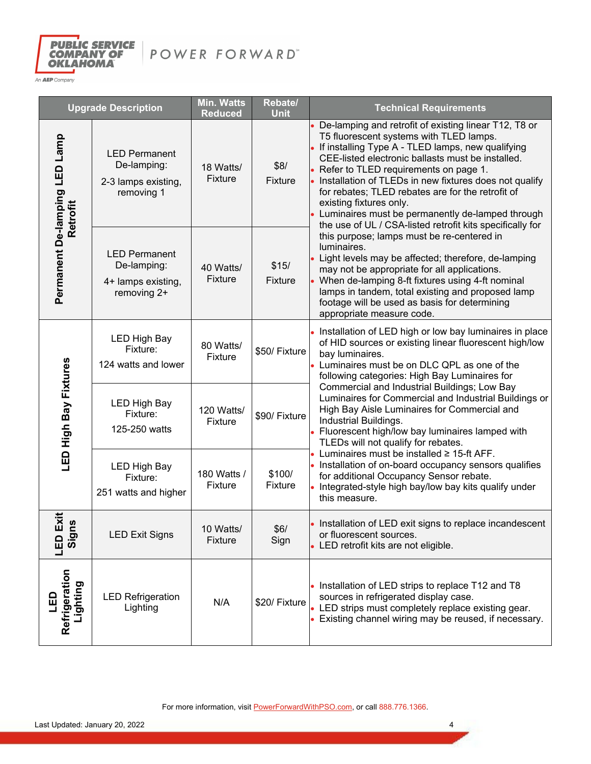| Upgrade Description | | Min. Watts Reduced | Rebate/ Unit | Technical Requirements |
|---|---|---|---|---|
| Permanent De-lamping LED Lamp Retrofit | LED Permanent De-lamping: 2-3 lamps existing, removing 1 | 18 Watts/ Fixture | $8/ Fixture | • De-lamping and retrofit of existing linear T12, T8 or T5 fluorescent systems with TLED lamps.<br>• If installing Type A - TLED lamps, new qualifying CEE-listed electronic ballasts must be installed.<br>• Refer to TLED requirements on page 1.<br>• Installation of TLEDs in new fixtures does not qualify for rebates; TLED rebates are for the retrofit of existing fixtures only.<br>• Luminaires must be permanently de-lamped through the use of UL / CSA-listed retrofit kits specifically for this purpose; lamps must be re-centered in luminaires.<br>• Light levels may be affected; therefore, de-lamping may not be appropriate for all applications.<br>• When de-lamping 8-ft fixtures using 4-ft nominal lamps in tandem, total existing and proposed lamp footage will be used as basis for determining appropriate measure code. |
| | LED Permanent De-lamping: 4+ lamps existing, removing 2+ | 40 Watts/ Fixture | $15/ Fixture | |
| LED High Bay Fixtures | LED High Bay Fixture: 124 watts and lower | 80 Watts/ Fixture | $50/ Fixture | • Installation of LED high or low bay luminaires in place of HID sources or existing linear fluorescent high/low bay luminaires.<br>• Luminaires must be on DLC QPL as one of the following categories: High Bay Luminaires for Commercial and Industrial Buildings; Low Bay Luminaires for Commercial and Industrial Buildings or High Bay Aisle Luminaires for Commercial and Industrial Buildings.<br>• Fluorescent high/low bay luminaires lamped with TLEDs will not qualify for rebates.<br>• Luminaires must be installed ≥ 15-ft AFF.<br>• Installation of on-board occupancy sensors qualifies for additional Occupancy Sensor rebate.<br>• Integrated-style high bay/low bay kits qualify under this measure. |
| | LED High Bay Fixture: 125-250 watts | 120 Watts/ Fixture | $90/ Fixture | |
| | LED High Bay Fixture: 251 watts and higher | 180 Watts / Fixture | $100/ Fixture | |
| LED Exit Signs | LED Exit Signs | 10 Watts/ Fixture | $6/ Sign | • Installation of LED exit signs to replace incandescent or fluorescent sources.<br>• LED retrofit kits are not eligible. |
| LED Refrigeration Lighting | LED Refrigeration Lighting | N/A | $20/ Fixture | • Installation of LED strips to replace T12 and T8 sources in refrigerated display case.<br>• LED strips must completely replace existing gear.<br>• Existing channel wiring may be reused, if necessary. |

For more information, visit PowerForwardWithPSO.com, or call 888.776.1366.

Last Updated: January 20, 2022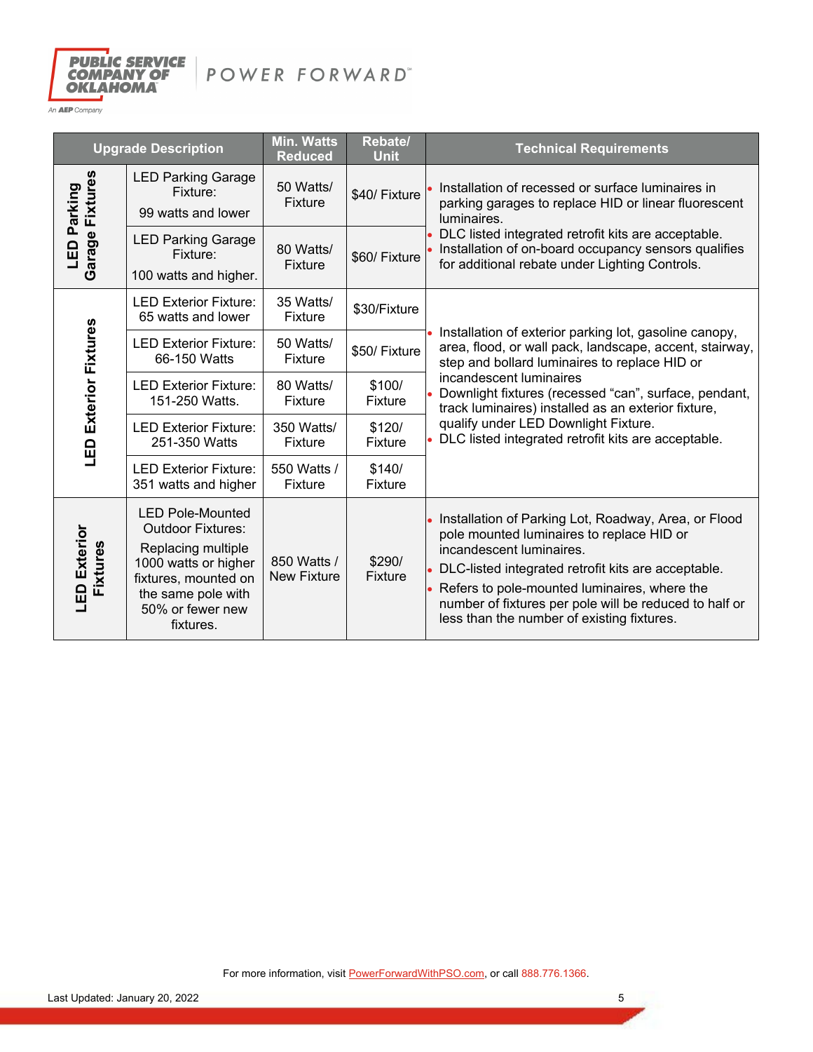| Upgrade Description | | Min. Watts Reduced | Rebate/ Unit | Technical Requirements |
|---|---|---|---|---|
| LED Parking Garage Fixtures | LED Parking Garage Fixture: 99 watts and lower | 50 Watts/ Fixture | $40/ Fixture | • Installation of recessed or surface luminaires in parking garages to replace HID or linear fluorescent luminaires. • DLC listed integrated retrofit kits are acceptable. • Installation of on-board occupancy sensors qualifies for additional rebate under Lighting Controls. |
| | LED Parking Garage Fixture: 100 watts and higher. | 80 Watts/ Fixture | $60/ Fixture | |
| LED Exterior Fixtures | LED Exterior Fixture: 65 watts and lower | 35 Watts/ Fixture | $30/Fixture | • Installation of exterior parking lot, gasoline canopy, area, flood, or wall pack, landscape, accent, stairway, step and bollard luminaires to replace HID or incandescent luminaires • Downlight fixtures (recessed "can", surface, pendant, track luminaires) installed as an exterior fixture, qualify under LED Downlight Fixture. • DLC listed integrated retrofit kits are acceptable. |
| | LED Exterior Fixture: 66-150 Watts | 50 Watts/ Fixture | $50/ Fixture | |
| | LED Exterior Fixture: 151-250 Watts. | 80 Watts/ Fixture | $100/ Fixture | |
| | LED Exterior Fixture: 251-350 Watts | 350 Watts/ Fixture | $120/ Fixture | |
| | LED Exterior Fixture: 351 watts and higher | 550 Watts / Fixture | $140/ Fixture | |
| LED Exterior Fixtures | LED Pole-Mounted Outdoor Fixtures: Replacing multiple 1000 watts or higher fixtures, mounted on the same pole with 50% or fewer new fixtures. | 850 Watts / New Fixture | $290/ Fixture | • Installation of Parking Lot, Roadway, Area, or Flood pole mounted luminaires to replace HID or incandescent luminaires. • DLC-listed integrated retrofit kits are acceptable. • Refers to pole-mounted luminaires, where the number of fixtures per pole will be reduced to half or less than the number of existing fixtures. |

For more information, visit PowerForwardWithPSO.com, or call 888.776.1366.

Last Updated: January 20, 2022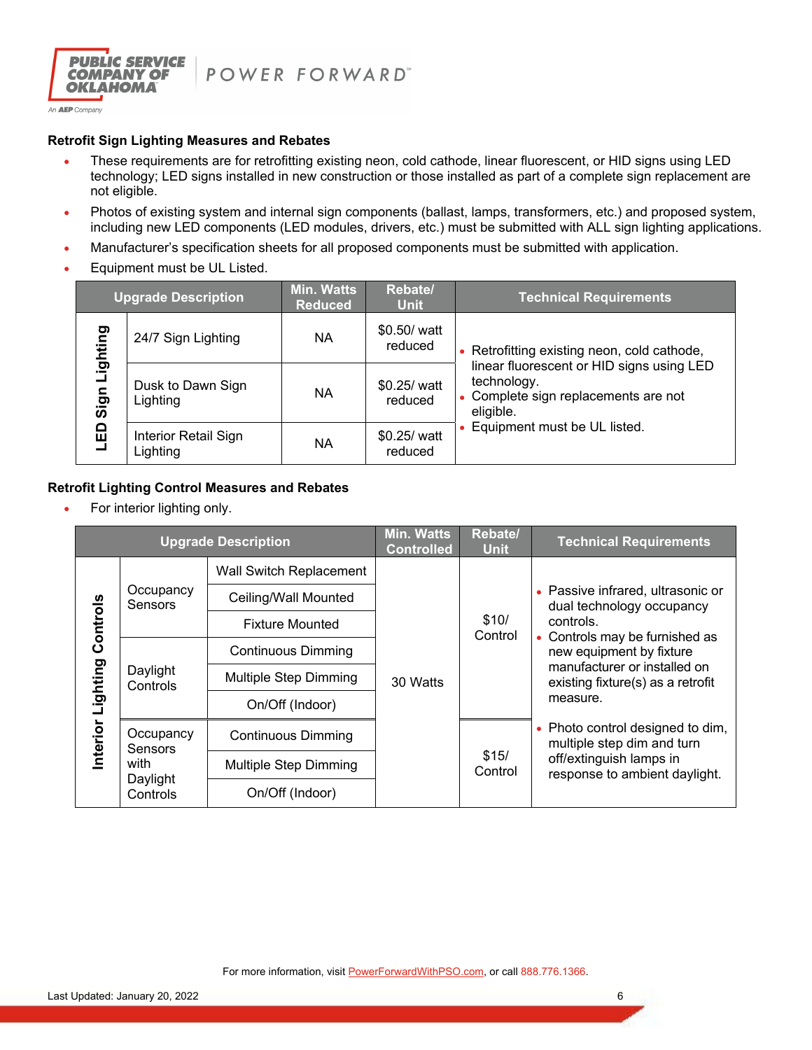### Retrofit Sign Lighting Measures and Rebates

- These requirements are for retrofitting existing neon, cold cathode, linear fluorescent, or HID signs using LED technology; LED signs installed in new construction or those installed as part of a complete sign replacement are not eligible.
- Photos of existing system and internal sign components (ballast, lamps, transformers, etc.) and proposed system, including new LED components (LED modules, drivers, etc.) must be submitted with ALL sign lighting applications.
- Manufacturer's specification sheets for all proposed components must be submitted with application.
- Equipment must be UL Listed.

| Upgrade Description | | Min. Watts Reduced | Rebate/ Unit | Technical Requirements |
|---|---|---|---|---|
| LED Sign Lighting | 24/7 Sign Lighting | NA | $0.50/ watt reduced | • Retrofitting existing neon, cold cathode, linear fluorescent or HID signs using LED technology.<br>• Complete sign replacements are not eligible.<br>• Equipment must be UL listed. |
| | Dusk to Dawn Sign Lighting | NA | $0.25/ watt reduced | |
| | Interior Retail Sign Lighting | NA | $0.25/ watt reduced | |

### Retrofit Lighting Control Measures and Rebates

- For interior lighting only.

| Upgrade Description | | | Min. Watts Controlled | Rebate/ Unit | Technical Requirements |
|---|---|---|---|---|---|
| Interior Lighting Controls | Occupancy Sensors | Wall Switch Replacement | 30 Watts | $10/ Control | • Passive infrared, ultrasonic or dual technology occupancy controls.<br>• Controls may be furnished as new equipment by fixture manufacturer or installed on existing fixture(s) as a retrofit measure. |
| | | Ceiling/Wall Mounted | | | |
| | | Fixture Mounted | | | |
| | Daylight Controls | Continuous Dimming | | | |
| | | Multiple Step Dimming | | | |
| | | On/Off (Indoor) | | | |
| | Occupancy Sensors with Daylight Controls | Continuous Dimming | | $15/ Control | • Photo control designed to dim, multiple step dim and turn off/extinguish lamps in response to ambient daylight. |
| | | Multiple Step Dimming | | | |
| | | On/Off (Indoor) | | | |

For more information, visit PowerForwardWithPSO.com, or call 888.776.1366.

Last Updated: January 20, 2022